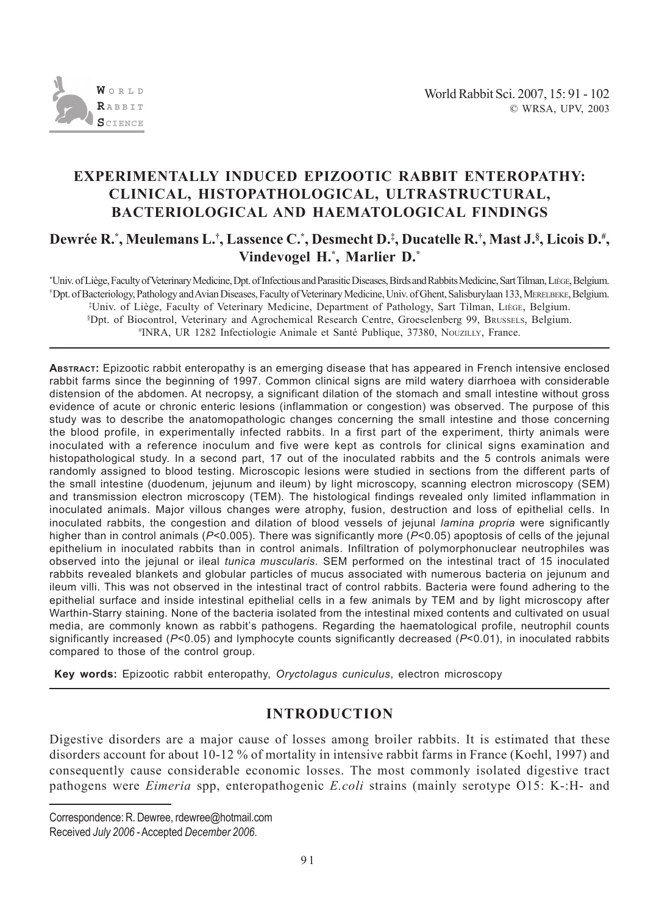# EXPERIMENTALLY INDUCED EPIZOOTIC RABBIT ENTEROPATHY: CLINICAL, HISTOPATHOLOGICAL, ULTRASTRUCTURAL, BACTERIOLOGICAL AND HAEMATOLOGICAL FINDINGS

**Dewrée R.[*], Meulemans L.[†], Lassence C.[*], Desmecht D.[‡], Ducatelle R.[†], Mast J.[§], Licois D.[#], Vindevogel H.[*], Marlier D.[*]**

[*] Univ. of Liège, Faculty of Veterinary Medicine, Dpt. of Infectious and Parasitic Diseases, Birds and Rabbits Medicine, Sart Tilman, Liège, Belgium.
[†] Dpt. of Bacteriology, Pathology and Avian Diseases, Faculty of Veterinary Medicine, Univ. of Ghent, Salisburylaan 133, Merelbeke, Belgium.
[‡] Univ. of Liège, Faculty of Veterinary Medicine, Department of Pathology, Sart Tilman, Liège, Belgium.
[§] Dpt. of Biocontrol, Veterinary and Agrochemical Research Centre, Groeselenberg 99, Brussels, Belgium.
[#] INRA, UR 1282 Infectiologie Animale et Santé Publique, 37380, Nouzilly, France.

**Abstract:** Epizootic rabbit enteropathy is an emerging disease that has appeared in French intensive enclosed rabbit farms since the beginning of 1997. Common clinical signs are mild watery diarrhoea with considerable distension of the abdomen. At necropsy, a significant dilation of the stomach and small intestine without gross evidence of acute or chronic enteric lesions (inflammation or congestion) was observed. The purpose of this study was to describe the anatomopathologic changes concerning the small intestine and those concerning the blood profile, in experimentally infected rabbits. In a first part of the experiment, thirty animals were inoculated with a reference inoculum and five were kept as controls for clinical signs examination and histopathological study. In a second part, 17 out of the inoculated rabbits and the 5 controls animals were randomly assigned to blood testing. Microscopic lesions were studied in sections from the different parts of the small intestine (duodenum, jejunum and ileum) by light microscopy, scanning electron microscopy (SEM) and transmission electron microscopy (TEM). The histological findings revealed only limited inflammation in inoculated animals. Major villous changes were atrophy, fusion, destruction and loss of epithelial cells. In inoculated rabbits, the congestion and dilation of blood vessels of jejunal *lamina propria* were significantly higher than in control animals ($P<0.005$). There was significantly more ($P<0.05$) apoptosis of cells of the jejunal epithelium in inoculated rabbits than in control animals. Infiltration of polymorphonuclear neutrophiles was observed into the jejunal or ileal *tunica muscularis.* SEM performed on the intestinal tract of 15 inoculated rabbits revealed blankets and globular particles of mucus associated with numerous bacteria on jejunum and ileum villi. This was not observed in the intestinal tract of control rabbits. Bacteria were found adhering to the epithelial surface and inside intestinal epithelial cells in a few animals by TEM and by light microscopy after Warthin-Starry staining. None of the bacteria isolated from the intestinal mixed contents and cultivated on usual media, are commonly known as rabbit's pathogens. Regarding the haematological profile, neutrophil counts significantly increased ($P<0.05$) and lymphocyte counts significantly decreased ($P<0.01$), in inoculated rabbits compared to those of the control group.

**Key words:** Epizootic rabbit enteropathy, *Oryctolagus cuniculus*, electron microscopy

## INTRODUCTION

Digestive disorders are a major cause of losses among broiler rabbits. It is estimated that these disorders account for about 10-12 % of mortality in intensive rabbit farms in France (Koehl, 1997) and consequently cause considerable economic losses. The most commonly isolated digestive tract pathogens were *Eimeria* spp, enteropathogenic *E.coli* strains (mainly serotype O15: K-:H- and

Correspondence: R. Dewree, rdewree@hotmail.com
Received *July 2006* - Accepted *December 2006*.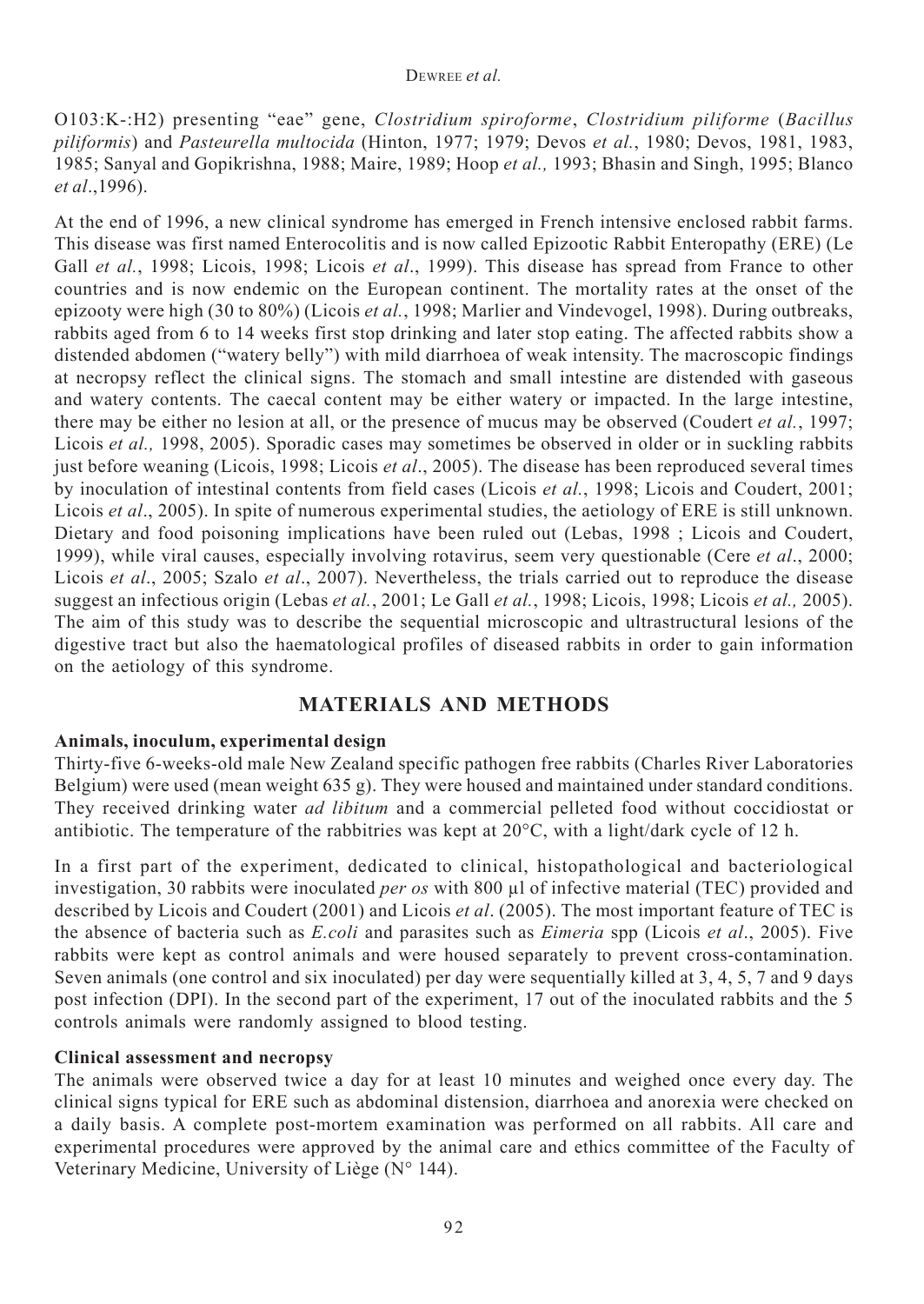O103:K-:H2) presenting "eae" gene, *Clostridium spiroforme*, *Clostridium piliforme* (*Bacillus piliformis*) and *Pasteurella multocida* (Hinton, 1977; 1979; Devos *et al.*, 1980; Devos, 1981, 1983, 1985; Sanyal and Gopikrishna, 1988; Maire, 1989; Hoop *et al.,* 1993; Bhasin and Singh, 1995; Blanco *et al*.,1996).

At the end of 1996, a new clinical syndrome has emerged in French intensive enclosed rabbit farms. This disease was first named Enterocolitis and is now called Epizootic Rabbit Enteropathy (ERE) (Le Gall *et al.*, 1998; Licois, 1998; Licois *et al*., 1999). This disease has spread from France to other countries and is now endemic on the European continent. The mortality rates at the onset of the epizooty were high (30 to 80%) (Licois *et al.*, 1998; Marlier and Vindevogel, 1998). During outbreaks, rabbits aged from 6 to 14 weeks first stop drinking and later stop eating. The affected rabbits show a distended abdomen ("watery belly") with mild diarrhoea of weak intensity. The macroscopic findings at necropsy reflect the clinical signs. The stomach and small intestine are distended with gaseous and watery contents. The caecal content may be either watery or impacted. In the large intestine, there may be either no lesion at all, or the presence of mucus may be observed (Coudert *et al.*, 1997; Licois *et al.,* 1998, 2005). Sporadic cases may sometimes be observed in older or in suckling rabbits just before weaning (Licois, 1998; Licois *et al*., 2005). The disease has been reproduced several times by inoculation of intestinal contents from field cases (Licois *et al.*, 1998; Licois and Coudert, 2001; Licois *et al*., 2005). In spite of numerous experimental studies, the aetiology of ERE is still unknown. Dietary and food poisoning implications have been ruled out (Lebas, 1998 ; Licois and Coudert, 1999), while viral causes, especially involving rotavirus, seem very questionable (Cere *et al*., 2000; Licois *et al*., 2005; Szalo *et al*., 2007). Nevertheless, the trials carried out to reproduce the disease suggest an infectious origin (Lebas *et al.*, 2001; Le Gall *et al.*, 1998; Licois, 1998; Licois *et al.,* 2005). The aim of this study was to describe the sequential microscopic and ultrastructural lesions of the digestive tract but also the haematological profiles of diseased rabbits in order to gain information on the aetiology of this syndrome.

## MATERIALS AND METHODS

### Animals, inoculum, experimental design

Thirty-five 6-weeks-old male New Zealand specific pathogen free rabbits (Charles River Laboratories Belgium) were used (mean weight 635 g). They were housed and maintained under standard conditions. They received drinking water *ad libitum* and a commercial pelleted food without coccidiostat or antibiotic. The temperature of the rabbitries was kept at 20°C, with a light/dark cycle of 12 h.

In a first part of the experiment, dedicated to clinical, histopathological and bacteriological investigation, 30 rabbits were inoculated *per os* with 800 µl of infective material (TEC) provided and described by Licois and Coudert (2001) and Licois *et al*. (2005). The most important feature of TEC is the absence of bacteria such as *E.coli* and parasites such as *Eimeria* spp (Licois *et al*., 2005). Five rabbits were kept as control animals and were housed separately to prevent cross-contamination. Seven animals (one control and six inoculated) per day were sequentially killed at 3, 4, 5, 7 and 9 days post infection (DPI). In the second part of the experiment, 17 out of the inoculated rabbits and the 5 controls animals were randomly assigned to blood testing.

### Clinical assessment and necropsy

The animals were observed twice a day for at least 10 minutes and weighed once every day. The clinical signs typical for ERE such as abdominal distension, diarrhoea and anorexia were checked on a daily basis. A complete post-mortem examination was performed on all rabbits. All care and experimental procedures were approved by the animal care and ethics committee of the Faculty of Veterinary Medicine, University of Liège (N° 144).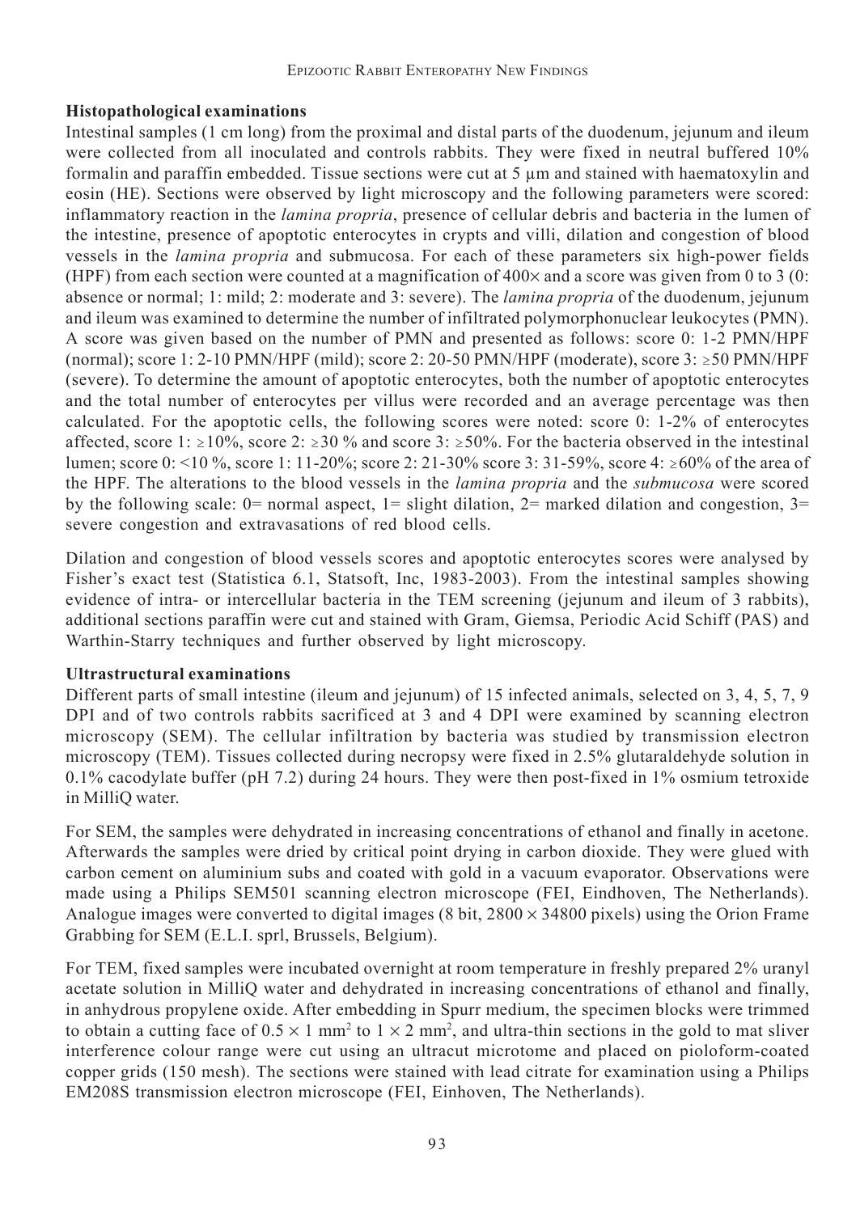**Histopathological examinations**

Intestinal samples (1 cm long) from the proximal and distal parts of the duodenum, jejunum and ileum were collected from all inoculated and controls rabbits. They were fixed in neutral buffered 10% formalin and paraffin embedded. Tissue sections were cut at 5 µm and stained with haematoxylin and eosin (HE). Sections were observed by light microscopy and the following parameters were scored: inflammatory reaction in the *lamina propria*, presence of cellular debris and bacteria in the lumen of the intestine, presence of apoptotic enterocytes in crypts and villi, dilation and congestion of blood vessels in the *lamina propria* and submucosa. For each of these parameters six high-power fields (HPF) from each section were counted at a magnification of 400× and a score was given from 0 to 3 (0: absence or normal; 1: mild; 2: moderate and 3: severe). The *lamina propria* of the duodenum, jejunum and ileum was examined to determine the number of infiltrated polymorphonuclear leukocytes (PMN). A score was given based on the number of PMN and presented as follows: score 0: 1-2 PMN/HPF (normal); score 1: 2-10 PMN/HPF (mild); score 2: 20-50 PMN/HPF (moderate), score 3: ≥50 PMN/HPF (severe). To determine the amount of apoptotic enterocytes, both the number of apoptotic enterocytes and the total number of enterocytes per villus were recorded and an average percentage was then calculated. For the apoptotic cells, the following scores were noted: score 0: 1-2% of enterocytes affected, score 1: ≥10%, score 2: ≥30 % and score 3: ≥50%. For the bacteria observed in the intestinal lumen; score 0: <10 %, score 1: 11-20%; score 2: 21-30% score 3: 31-59%, score 4: ≥60% of the area of the HPF. The alterations to the blood vessels in the *lamina propria* and the *submucosa* were scored by the following scale: 0= normal aspect, 1= slight dilation, 2= marked dilation and congestion, 3= severe congestion and extravasations of red blood cells.

Dilation and congestion of blood vessels scores and apoptotic enterocytes scores were analysed by Fisher's exact test (Statistica 6.1, Statsoft, Inc, 1983-2003). From the intestinal samples showing evidence of intra- or intercellular bacteria in the TEM screening (jejunum and ileum of 3 rabbits), additional sections paraffin were cut and stained with Gram, Giemsa, Periodic Acid Schiff (PAS) and Warthin-Starry techniques and further observed by light microscopy.

**Ultrastructural examinations**

Different parts of small intestine (ileum and jejunum) of 15 infected animals, selected on 3, 4, 5, 7, 9 DPI and of two controls rabbits sacrificed at 3 and 4 DPI were examined by scanning electron microscopy (SEM). The cellular infiltration by bacteria was studied by transmission electron microscopy (TEM). Tissues collected during necropsy were fixed in 2.5% glutaraldehyde solution in 0.1% cacodylate buffer (pH 7.2) during 24 hours. They were then post-fixed in 1% osmium tetroxide in MilliQ water.

For SEM, the samples were dehydrated in increasing concentrations of ethanol and finally in acetone. Afterwards the samples were dried by critical point drying in carbon dioxide. They were glued with carbon cement on aluminium subs and coated with gold in a vacuum evaporator. Observations were made using a Philips SEM501 scanning electron microscope (FEI, Eindhoven, The Netherlands). Analogue images were converted to digital images (8 bit, 2800 × 34800 pixels) using the Orion Frame Grabbing for SEM (E.L.I. sprl, Brussels, Belgium).

For TEM, fixed samples were incubated overnight at room temperature in freshly prepared 2% uranyl acetate solution in MilliQ water and dehydrated in increasing concentrations of ethanol and finally, in anhydrous propylene oxide. After embedding in Spurr medium, the specimen blocks were trimmed to obtain a cutting face of $0.5 \times 1$ mm$^2$ to $1 \times 2$ mm$^2$, and ultra-thin sections in the gold to mat sliver interference colour range were cut using an ultracut microtome and placed on pioloform-coated copper grids (150 mesh). The sections were stained with lead citrate for examination using a Philips EM208S transmission electron microscope (FEI, Einhoven, The Netherlands).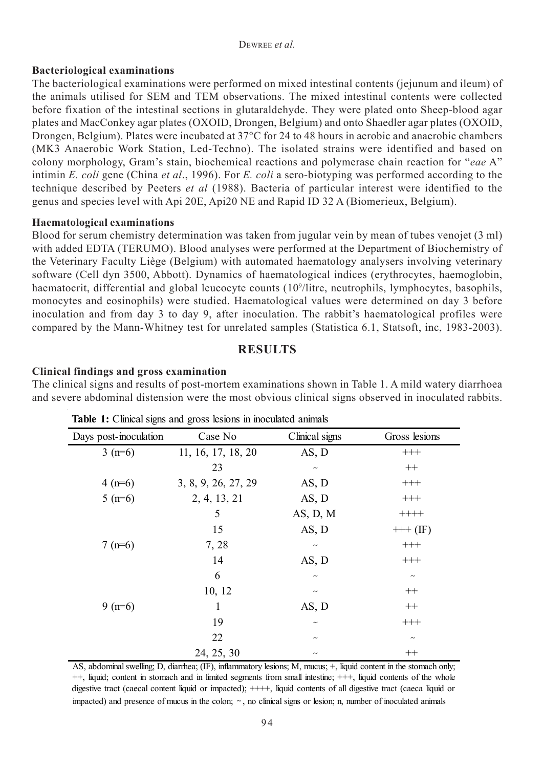### Bacteriological examinations

The bacteriological examinations were performed on mixed intestinal contents (jejunum and ileum) of the animals utilised for SEM and TEM observations. The mixed intestinal contents were collected before fixation of the intestinal sections in glutaraldehyde. They were plated onto Sheep-blood agar plates and MacConkey agar plates (OXOID, Drongen, Belgium) and onto Shaedler agar plates (OXOID, Drongen, Belgium). Plates were incubated at 37°C for 24 to 48 hours in aerobic and anaerobic chambers (MK3 Anaerobic Work Station, Led-Techno). The isolated strains were identified and based on colony morphology, Gram's stain, biochemical reactions and polymerase chain reaction for "*eae* A" intimin *E. coli* gene (China *et al*., 1996). For *E. coli* a sero-biotyping was performed according to the technique described by Peeters *et al* (1988). Bacteria of particular interest were identified to the genus and species level with Api 20E, Api20 NE and Rapid ID 32 A (Biomerieux, Belgium).

### Haematological examinations

Blood for serum chemistry determination was taken from jugular vein by mean of tubes venojet (3 ml) with added EDTA (TERUMO). Blood analyses were performed at the Department of Biochemistry of the Veterinary Faculty Liège (Belgium) with automated haematology analysers involving veterinary software (Cell dyn 3500, Abbott). Dynamics of haematological indices (erythrocytes, haemoglobin, haematocrit, differential and global leucocyte counts ($10^9$/litre, neutrophils, lymphocytes, basophils, monocytes and eosinophils) were studied. Haematological values were determined on day 3 before inoculation and from day 3 to day 9, after inoculation. The rabbit's haematological profiles were compared by the Mann-Whitney test for unrelated samples (Statistica 6.1, Statsoft, inc, 1983-2003).

## RESULTS

### Clinical findings and gross examination

The clinical signs and results of post-mortem examinations shown in Table 1. A mild watery diarrhoea and severe abdominal distension were the most obvious clinical signs observed in inoculated rabbits.

**Table 1:** Clinical signs and gross lesions in inoculated animals

| Days post-inoculation | Case No | Clinical signs | Gross lesions |
|---|---|---|---|
| 3 (n=6) | 11, 16, 17, 18, 20 | AS, D | +++ |
| | 23 | ~ | ++ |
| 4 (n=6) | 3, 8, 9, 26, 27, 29 | AS, D | +++ |
| 5 (n=6) | 2, 4, 13, 21 | AS, D | +++ |
| | 5 | AS, D, M | ++++ |
| | 15 | AS, D | +++ (IF) |
| 7 (n=6) | 7, 28 | ~ | +++ |
| | 14 | AS, D | +++ |
| | 6 | ~ | ~ |
| | 10, 12 | ~ | ++ |
| 9 (n=6) | 1 | AS, D | ++ |
| | 19 | ~ | +++ |
| | 22 | ~ | ~ |
| | 24, 25, 30 | ~ | ++ |

AS, abdominal swelling; D, diarrhea; (IF), inflammatory lesions; M, mucus; +, liquid content in the stomach only; ++, liquid; content in stomach and in limited segments from small intestine; +++, liquid contents of the whole digestive tract (caecal content liquid or impacted); ++++, liquid contents of all digestive tract (caeca liquid or impacted) and presence of mucus in the colon; ~, no clinical signs or lesion; n, number of inoculated animals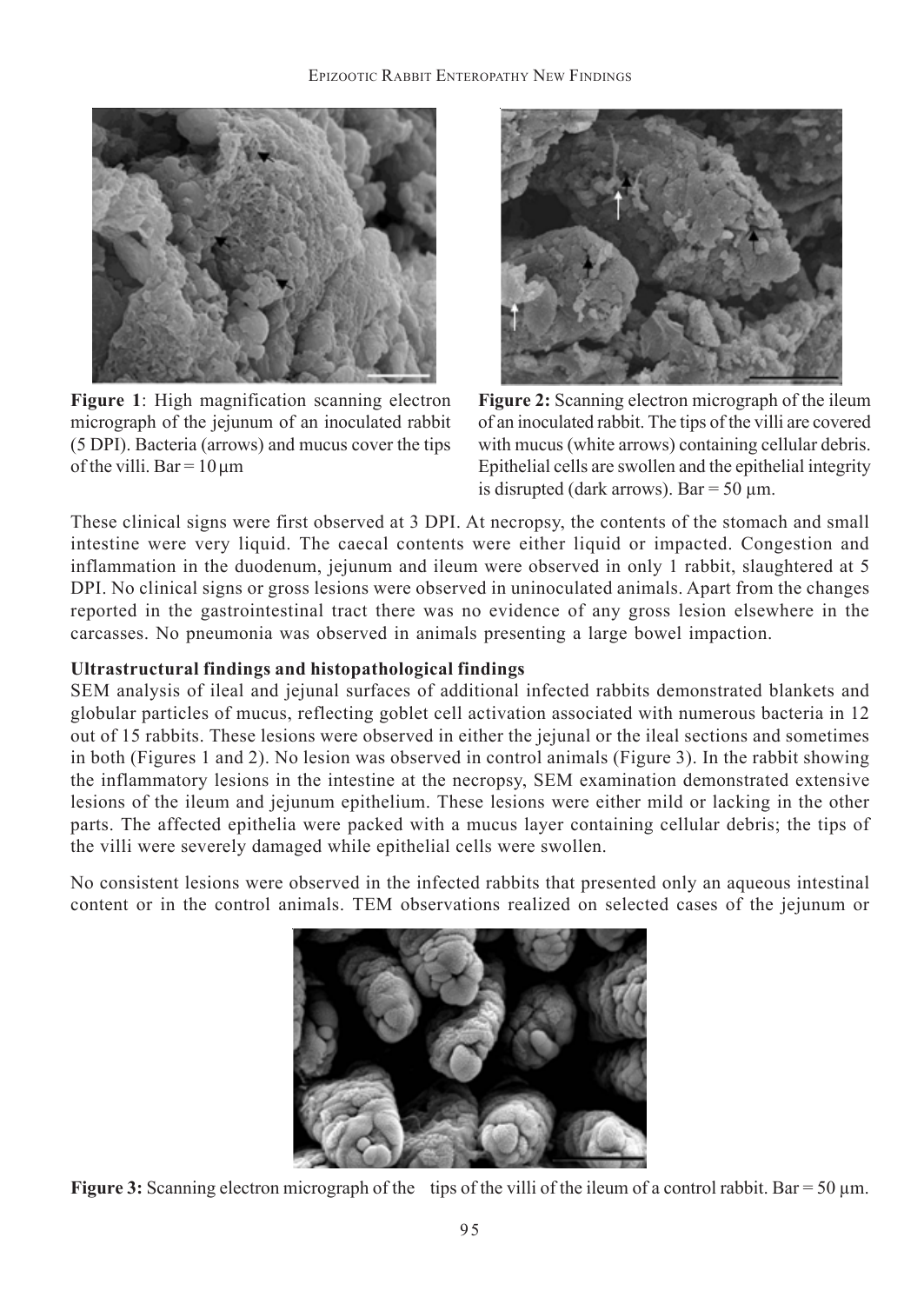**Figure 1**: High magnification scanning electron micrograph of the jejunum of an inoculated rabbit (5 DPI). Bacteria (arrows) and mucus cover the tips of the villi. Bar = 10 µm

**Figure 2:** Scanning electron micrograph of the ileum of an inoculated rabbit. The tips of the villi are covered with mucus (white arrows) containing cellular debris. Epithelial cells are swollen and the epithelial integrity is disrupted (dark arrows). Bar = 50 µm.

These clinical signs were first observed at 3 DPI. At necropsy, the contents of the stomach and small intestine were very liquid. The caecal contents were either liquid or impacted. Congestion and inflammation in the duodenum, jejunum and ileum were observed in only 1 rabbit, slaughtered at 5 DPI. No clinical signs or gross lesions were observed in uninoculated animals. Apart from the changes reported in the gastrointestinal tract there was no evidence of any gross lesion elsewhere in the carcasses. No pneumonia was observed in animals presenting a large bowel impaction.

**Ultrastructural findings and histopathological findings**

SEM analysis of ileal and jejunal surfaces of additional infected rabbits demonstrated blankets and globular particles of mucus, reflecting goblet cell activation associated with numerous bacteria in 12 out of 15 rabbits. These lesions were observed in either the jejunal or the ileal sections and sometimes in both (Figures 1 and 2). No lesion was observed in control animals (Figure 3). In the rabbit showing the inflammatory lesions in the intestine at the necropsy, SEM examination demonstrated extensive lesions of the ileum and jejunum epithelium. These lesions were either mild or lacking in the other parts. The affected epithelia were packed with a mucus layer containing cellular debris; the tips of the villi were severely damaged while epithelial cells were swollen.

No consistent lesions were observed in the infected rabbits that presented only an aqueous intestinal content or in the control animals. TEM observations realized on selected cases of the jejunum or

**Figure 3:** Scanning electron micrograph of the tips of the villi of the ileum of a control rabbit. Bar = 50 µm.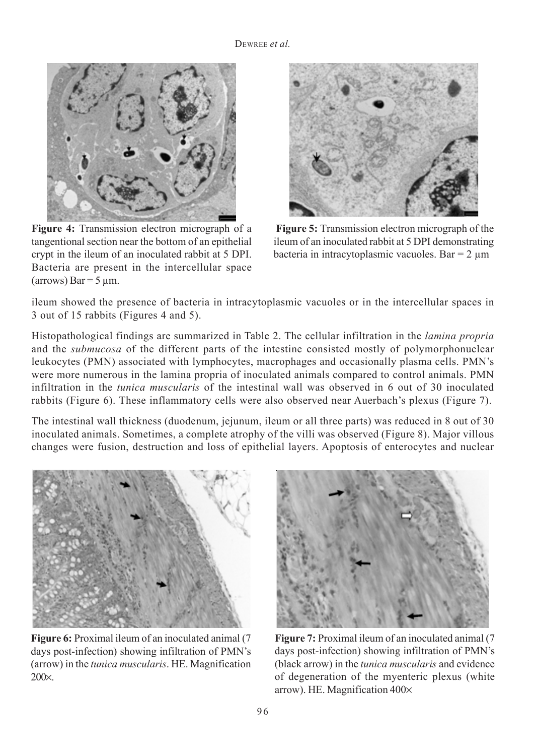**Figure 4:** Transmission electron micrograph of a tangentional section near the bottom of an epithelial crypt in the ileum of an inoculated rabbit at 5 DPI. Bacteria are present in the intercellular space (arrows) Bar = 5 µm.

**Figure 5:** Transmission electron micrograph of the ileum of an inoculated rabbit at 5 DPI demonstrating bacteria in intracytoplasmic vacuoles. Bar = 2 µm

ileum showed the presence of bacteria in intracytoplasmic vacuoles or in the intercellular spaces in 3 out of 15 rabbits (Figures 4 and 5).

Histopathological findings are summarized in Table 2. The cellular infiltration in the *lamina propria* and the *submucosa* of the different parts of the intestine consisted mostly of polymorphonuclear leukocytes (PMN) associated with lymphocytes, macrophages and occasionally plasma cells. PMN's were more numerous in the lamina propria of inoculated animals compared to control animals. PMN infiltration in the *tunica muscularis* of the intestinal wall was observed in 6 out of 30 inoculated rabbits (Figure 6). These inflammatory cells were also observed near Auerbach's plexus (Figure 7).

The intestinal wall thickness (duodenum, jejunum, ileum or all three parts) was reduced in 8 out of 30 inoculated animals. Sometimes, a complete atrophy of the villi was observed (Figure 8). Major villous changes were fusion, destruction and loss of epithelial layers. Apoptosis of enterocytes and nuclear

**Figure 6:** Proximal ileum of an inoculated animal (7 days post-infection) showing infiltration of PMN's (arrow) in the *tunica muscularis*. HE. Magnification 200×.

**Figure 7:** Proximal ileum of an inoculated animal (7 days post-infection) showing infiltration of PMN's (black arrow) in the *tunica muscularis* and evidence of degeneration of the myenteric plexus (white arrow). HE. Magnification 400×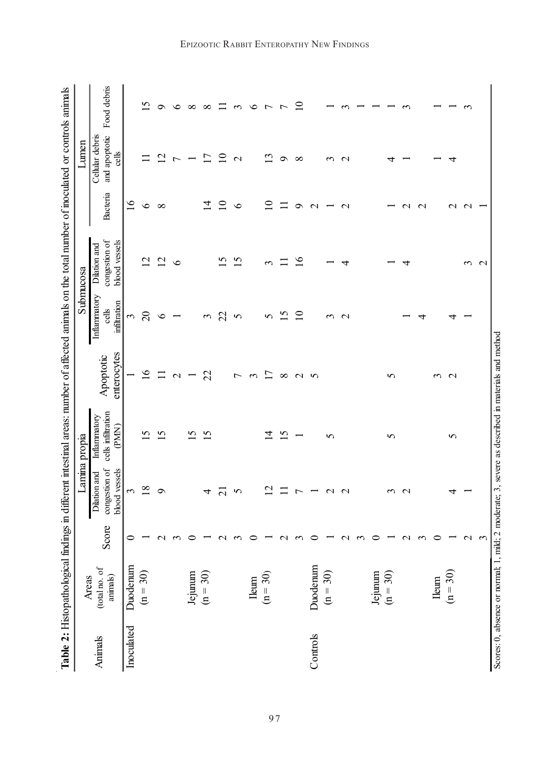**Table 2:** Histopathological findings in different intestinal areas: number of affected animals on the total number of inoculated or controls animals

| Animals | Areas (total no. of animals) | Score | Lamina propia | | | Submucosa | | Lumen | | |
|---|---|---|---|---|---|---|---|---|---|---|
| | | | Dilation and congestion of blood vessels | Inflammatory cells infiltration (PMN) | Apoptotic enterocytes | Inflammatory cells infiltration | Dilation and congestion of blood vessels | Bacteria | Cellular debris and apoptotic cells | Food debris |
| Inoculated | Duodenum (n = 30) | 0 | 3 | | 1 | 3 | | 16 | | |
| | | 1 | 18 | 15 | 16 | 20 | 12 | 6 | 11 | 15 |
| | | 2 | 9 | 15 | 11 | 6 | 12 | 8 | 12 | 9 |
| | | 3 | | | 2 | 1 | 6 | | 7 | 6 |
| | Jejunum (n = 30) | 0 | | 15 | 1 | | | | 1 | 8 |
| | | 1 | 4 | 15 | 22 | 3 | | 14 | 17 | 8 |
| | | 2 | 21 | | | 22 | 15 | 10 | 10 | 11 |
| | | 3 | 5 | | 7 | 5 | 15 | 6 | 2 | 3 |
| | Ileum (n = 30) | 0 | | | 3 | | | | | 6 |
| | | 1 | 12 | 14 | 17 | 5 | 3 | 10 | 13 | 7 |
| | | 2 | 11 | 15 | 8 | 15 | 11 | 11 | 9 | 7 |
| | | 3 | 7 | 1 | 2 | 10 | 16 | 9 | 8 | 10 |
| Controls | Duodenum (n = 30) | 0 | 1 | | 5 | | | 2 | | |
| | | 1 | 2 | 5 | | 3 | 1 | 1 | 3 | 1 |
| | | 2 | 2 | | | 2 | 4 | 2 | 2 | 3 |
| | | 3 | | | | | | | | 1 |
| | Jejunum (n = 30) | 0 | | | | | | | | 1 |
| | | 1 | 3 | 5 | 5 | | 1 | 1 | 4 | 1 |
| | | 2 | 2 | | | 1 | 4 | 2 | 1 | 3 |
| | | 3 | | | | 4 | | 2 | | |
| | Ileum (n = 30) | 0 | | | 3 | | | | 1 | 1 |
| | | 1 | 4 | 5 | 2 | 4 | | 2 | 4 | 1 |
| | | 2 | 1 | | | 1 | 3 | 2 | | 3 |
| | | 3 | | | | | 2 | 1 | | |

Scores: 0, absence or normal; 1, mild; 2 moderate; 3, severe as described in materials and method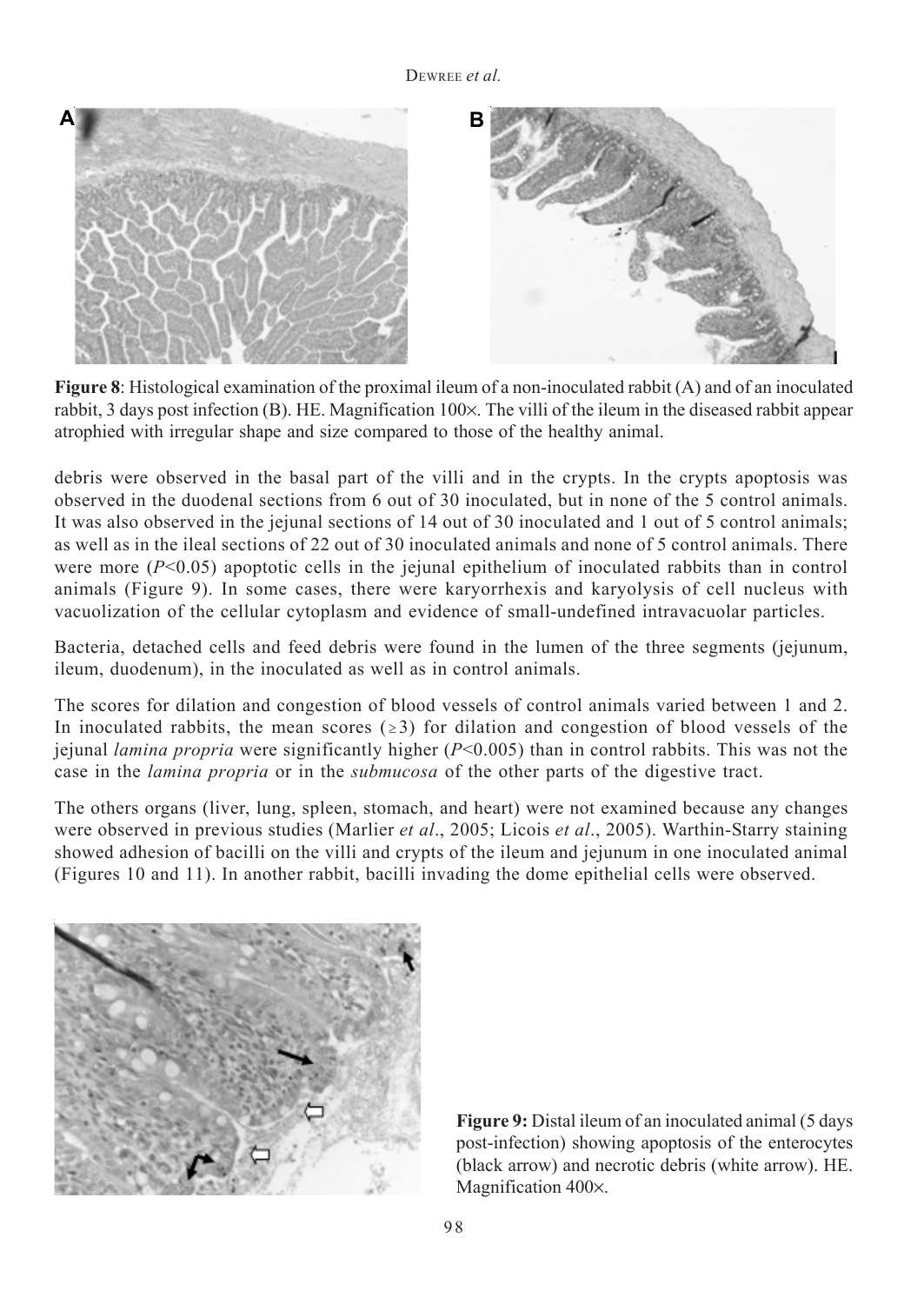**Figure 8**: Histological examination of the proximal ileum of a non-inoculated rabbit (A) and of an inoculated rabbit, 3 days post infection (B). HE. Magnification 100×. The villi of the ileum in the diseased rabbit appear atrophied with irregular shape and size compared to those of the healthy animal.

debris were observed in the basal part of the villi and in the crypts. In the crypts apoptosis was observed in the duodenal sections from 6 out of 30 inoculated, but in none of the 5 control animals. It was also observed in the jejunal sections of 14 out of 30 inoculated and 1 out of 5 control animals; as well as in the ileal sections of 22 out of 30 inoculated animals and none of 5 control animals. There were more ($P<0.05$) apoptotic cells in the jejunal epithelium of inoculated rabbits than in control animals (Figure 9). In some cases, there were karyorrhexis and karyolysis of cell nucleus with vacuolization of the cellular cytoplasm and evidence of small-undefined intravacuolar particles.

Bacteria, detached cells and feed debris were found in the lumen of the three segments (jejunum, ileum, duodenum), in the inoculated as well as in control animals.

The scores for dilation and congestion of blood vessels of control animals varied between 1 and 2. In inoculated rabbits, the mean scores ($\geq 3$) for dilation and congestion of blood vessels of the jejunal *lamina propria* were significantly higher ($P<0.005$) than in control rabbits. This was not the case in the *lamina propria* or in the *submucosa* of the other parts of the digestive tract.

The others organs (liver, lung, spleen, stomach, and heart) were not examined because any changes were observed in previous studies (Marlier *et al*., 2005; Licois *et al*., 2005). Warthin-Starry staining showed adhesion of bacilli on the villi and crypts of the ileum and jejunum in one inoculated animal (Figures 10 and 11). In another rabbit, bacilli invading the dome epithelial cells were observed.

**Figure 9:** Distal ileum of an inoculated animal (5 days post-infection) showing apoptosis of the enterocytes (black arrow) and necrotic debris (white arrow). HE. Magnification 400×.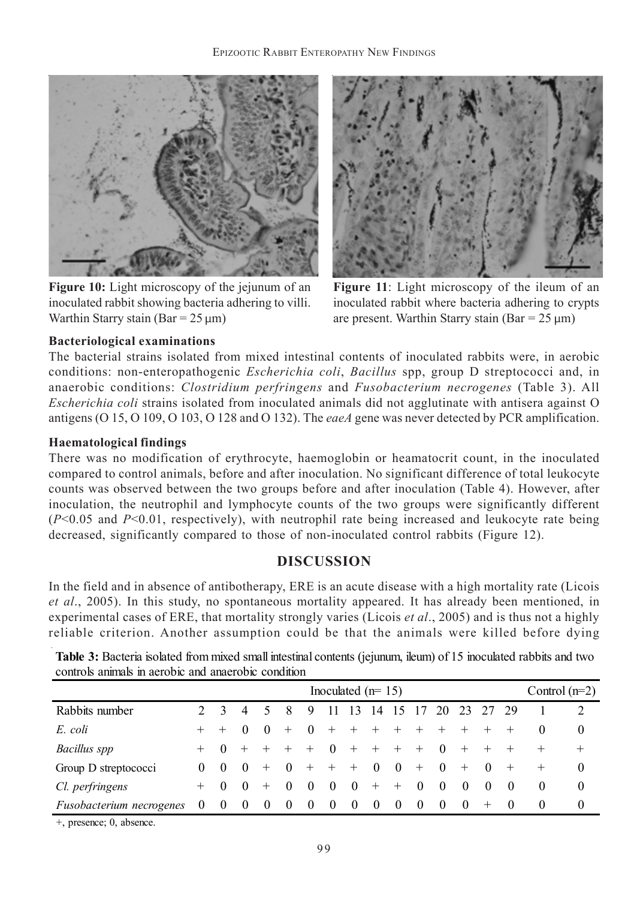**Figure 10:** Light microscopy of the jejunum of an inoculated rabbit showing bacteria adhering to villi. Warthin Starry stain (Bar = 25 µm)

**Figure 11**: Light microscopy of the ileum of an inoculated rabbit where bacteria adhering to crypts are present. Warthin Starry stain (Bar = 25 µm)

### Bacteriological examinations

The bacterial strains isolated from mixed intestinal contents of inoculated rabbits were, in aerobic conditions: non-enteropathogenic *Escherichia coli*, *Bacillus* spp, group D streptococci and, in anaerobic conditions: *Clostridium perfringens* and *Fusobacterium necrogenes* (Table 3). All *Escherichia coli* strains isolated from inoculated animals did not agglutinate with antisera against O antigens (O 15, O 109, O 103, O 128 and O 132). The *eaeA* gene was never detected by PCR amplification.

### Haematological findings

There was no modification of erythrocyte, haemoglobin or heamatocrit count, in the inoculated compared to control animals, before and after inoculation. No significant difference of total leukocyte counts was observed between the two groups before and after inoculation (Table 4). However, after inoculation, the neutrophil and lymphocyte counts of the two groups were significantly different ($P<0.05$ and $P<0.01$, respectively), with neutrophil rate being increased and leukocyte rate being decreased, significantly compared to those of non-inoculated control rabbits (Figure 12).

## DISCUSSION

In the field and in absence of antibotherapy, ERE is an acute disease with a high mortality rate (Licois *et al*., 2005). In this study, no spontaneous mortality appeared. It has already been mentioned, in experimental cases of ERE, that mortality strongly varies (Licois *et al*., 2005) and is thus not a highly reliable criterion. Another assumption could be that the animals were killed before dying

**Table 3:** Bacteria isolated from mixed small intestinal contents (jejunum, ileum) of 15 inoculated rabbits and two controls animals in aerobic and anaerobic condition

| | Inoculated (n= 15) | | | | | | | | | | | | | | | Control (n=2) | |
|---|---|---|---|---|---|---|---|---|---|---|---|---|---|---|---|---|---|
| Rabbits number | 2 | 3 | 4 | 5 | 8 | 9 | 11 | 13 | 14 | 15 | 17 | 20 | 23 | 27 | 29 | 1 | 2 |
| *E. coli* | + | + | 0 | 0 | + | 0 | + | + | + | + | + | + | + | + | + | 0 | 0 |
| *Bacillus spp* | + | 0 | + | + | + | + | 0 | + | + | + | + | 0 | + | + | + | + | + |
| Group D streptococci | 0 | 0 | 0 | + | 0 | + | + | + | 0 | 0 | + | 0 | + | 0 | + | + | 0 |
| *Cl. perfringens* | + | 0 | 0 | + | 0 | 0 | 0 | 0 | + | + | 0 | 0 | 0 | 0 | 0 | 0 | 0 |
| *Fusobacterium necrogenes* | 0 | 0 | 0 | 0 | 0 | 0 | 0 | 0 | 0 | 0 | 0 | 0 | 0 | + | 0 | 0 | 0 |

+, presence; 0, absence.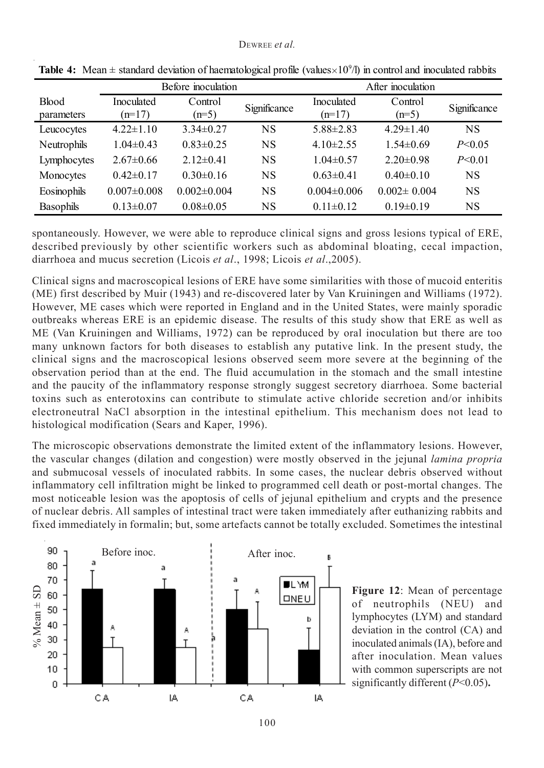**Table 4:** Mean ± standard deviation of haematological profile (values$\times10^9$/l) in control and inoculated rabbits

| Blood parameters | Before inoculation | | | After inoculation | | |
|---|---|---|---|---|---|---|
| | Inoculated (n=17) | Control (n=5) | Significance | Inoculated (n=17) | Control (n=5) | Significance |
| Leucocytes | 4.22±1.10 | 3.34±0.27 | NS | 5.88±2.83 | 4.29±1.40 | NS |
| Neutrophils | 1.04±0.43 | 0.83±0.25 | NS | 4.10±2.55 | 1.54±0.69 | $P<0.05$ |
| Lymphocytes | 2.67±0.66 | 2.12±0.41 | NS | 1.04±0.57 | 2.20±0.98 | $P<0.01$ |
| Monocytes | 0.42±0.17 | 0.30±0.16 | NS | 0.63±0.41 | 0.40±0.10 | NS |
| Eosinophils | 0.007±0.008 | 0.002±0.004 | NS | 0.004±0.006 | 0.002± 0.004 | NS |
| Basophils | 0.13±0.07 | 0.08±0.05 | NS | 0.11±0.12 | 0.19±0.19 | NS |

spontaneously. However, we were able to reproduce clinical signs and gross lesions typical of ERE, described previously by other scientific workers such as abdominal bloating, cecal impaction, diarrhoea and mucus secretion (Licois *et al*., 1998; Licois *et al*.,2005).

Clinical signs and macroscopical lesions of ERE have some similarities with those of mucoid enteritis (ME) first described by Muir (1943) and re-discovered later by Van Kruiningen and Williams (1972). However, ME cases which were reported in England and in the United States, were mainly sporadic outbreaks whereas ERE is an epidemic disease. The results of this study show that ERE as well as ME (Van Kruiningen and Williams, 1972) can be reproduced by oral inoculation but there are too many unknown factors for both diseases to establish any putative link. In the present study, the clinical signs and the macroscopical lesions observed seem more severe at the beginning of the observation period than at the end. The fluid accumulation in the stomach and the small intestine and the paucity of the inflammatory response strongly suggest secretory diarrhoea. Some bacterial toxins such as enterotoxins can contribute to stimulate active chloride secretion and/or inhibits electroneutral NaCl absorption in the intestinal epithelium. This mechanism does not lead to histological modification (Sears and Kaper, 1996).

The microscopic observations demonstrate the limited extent of the inflammatory lesions. However, the vascular changes (dilation and congestion) were mostly observed in the jejunal *lamina propria* and submucosal vessels of inoculated rabbits. In some cases, the nuclear debris observed without inflammatory cell infiltration might be linked to programmed cell death or post-mortal changes. The most noticeable lesion was the apoptosis of cells of jejunal epithelium and crypts and the presence of nuclear debris. All samples of intestinal tract were taken immediately after euthanizing rabbits and fixed immediately in formalin; but, some artefacts cannot be totally excluded. Sometimes the intestinal

**Figure 12**: Mean of percentage of neutrophils (NEU) and lymphocytes (LYM) and standard deviation in the control (CA) and inoculated animals (IA), before and after inoculation. Mean values with common superscripts are not significantly different ($P<0.05$).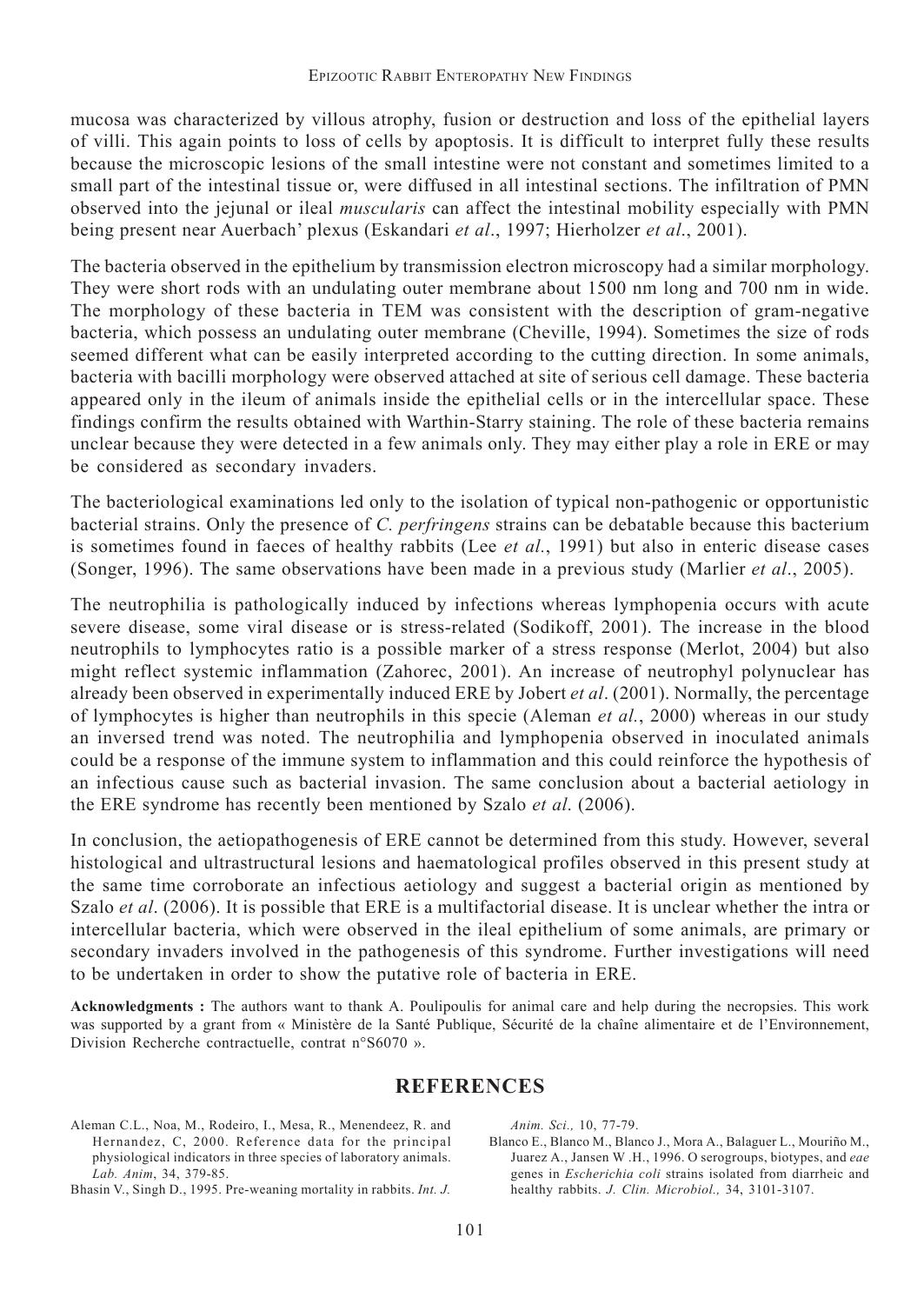mucosa was characterized by villous atrophy, fusion or destruction and loss of the epithelial layers of villi. This again points to loss of cells by apoptosis. It is difficult to interpret fully these results because the microscopic lesions of the small intestine were not constant and sometimes limited to a small part of the intestinal tissue or, were diffused in all intestinal sections. The infiltration of PMN observed into the jejunal or ileal *muscularis* can affect the intestinal mobility especially with PMN being present near Auerbach' plexus (Eskandari *et al*., 1997; Hierholzer *et al*., 2001).

The bacteria observed in the epithelium by transmission electron microscopy had a similar morphology. They were short rods with an undulating outer membrane about 1500 nm long and 700 nm in wide. The morphology of these bacteria in TEM was consistent with the description of gram-negative bacteria, which possess an undulating outer membrane (Cheville, 1994). Sometimes the size of rods seemed different what can be easily interpreted according to the cutting direction. In some animals, bacteria with bacilli morphology were observed attached at site of serious cell damage. These bacteria appeared only in the ileum of animals inside the epithelial cells or in the intercellular space. These findings confirm the results obtained with Warthin-Starry staining. The role of these bacteria remains unclear because they were detected in a few animals only. They may either play a role in ERE or may be considered as secondary invaders.

The bacteriological examinations led only to the isolation of typical non-pathogenic or opportunistic bacterial strains. Only the presence of *C. perfringens* strains can be debatable because this bacterium is sometimes found in faeces of healthy rabbits (Lee *et al.*, 1991) but also in enteric disease cases (Songer, 1996). The same observations have been made in a previous study (Marlier *et al*., 2005).

The neutrophilia is pathologically induced by infections whereas lymphopenia occurs with acute severe disease, some viral disease or is stress-related (Sodikoff, 2001). The increase in the blood neutrophils to lymphocytes ratio is a possible marker of a stress response (Merlot, 2004) but also might reflect systemic inflammation (Zahorec, 2001). An increase of neutrophyl polynuclear has already been observed in experimentally induced ERE by Jobert *et al*. (2001). Normally, the percentage of lymphocytes is higher than neutrophils in this specie (Aleman *et al.*, 2000) whereas in our study an inversed trend was noted. The neutrophilia and lymphopenia observed in inoculated animals could be a response of the immune system to inflammation and this could reinforce the hypothesis of an infectious cause such as bacterial invasion. The same conclusion about a bacterial aetiology in the ERE syndrome has recently been mentioned by Szalo *et al*. (2006).

In conclusion, the aetiopathogenesis of ERE cannot be determined from this study. However, several histological and ultrastructural lesions and haematological profiles observed in this present study at the same time corroborate an infectious aetiology and suggest a bacterial origin as mentioned by Szalo *et al*. (2006). It is possible that ERE is a multifactorial disease. It is unclear whether the intra or intercellular bacteria, which were observed in the ileal epithelium of some animals, are primary or secondary invaders involved in the pathogenesis of this syndrome. Further investigations will need to be undertaken in order to show the putative role of bacteria in ERE.

**Acknowledgments :** The authors want to thank A. Poulipoulis for animal care and help during the necropsies. This work was supported by a grant from « Ministère de la Santé Publique, Sécurité de la chaîne alimentaire et de l'Environnement, Division Recherche contractuelle, contrat n°S6070 ».

## REFERENCES

Aleman C.L., Noa, M., Rodeiro, I., Mesa, R., Menendeez, R. and Hernandez, C, 2000. Reference data for the principal physiological indicators in three species of laboratory animals. *Lab. Anim*, 34, 379-85.

Bhasin V., Singh D., 1995. Pre-weaning mortality in rabbits. *Int. J. Anim. Sci.,* 10, 77-79.

Blanco E., Blanco M., Blanco J., Mora A., Balaguer L., Mouriño M., Juarez A., Jansen W .H., 1996. O serogroups, biotypes, and *eae* genes in *Escherichia coli* strains isolated from diarrheic and healthy rabbits. *J. Clin. Microbiol.,* 34, 3101-3107.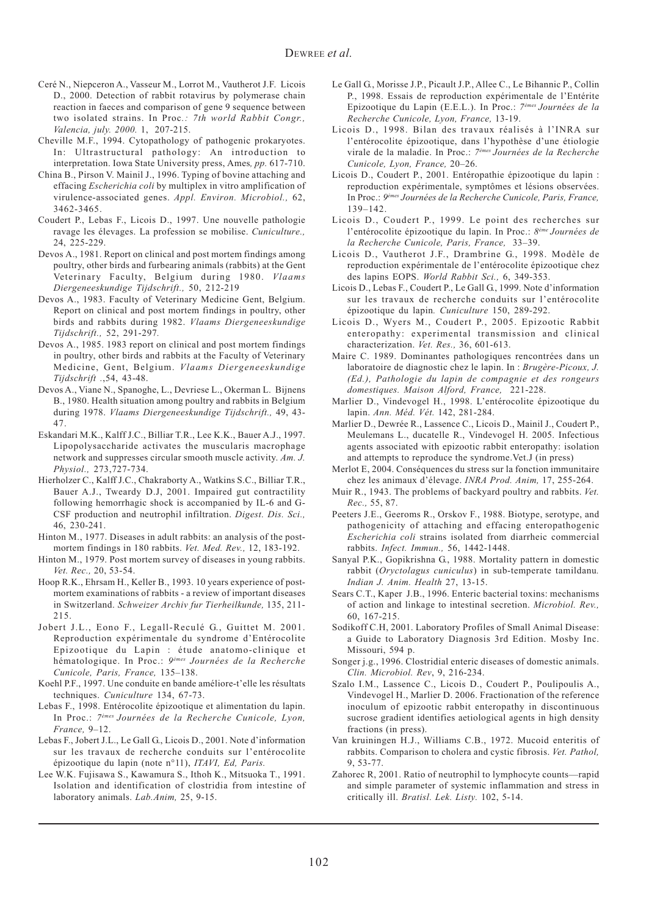Ceré N., Niepceron A., Vasseur M., Lorrot M., Vautherot J.F. Licois D., 2000. Detection of rabbit rotavirus by polymerase chain reaction in faeces and comparison of gene 9 sequence between two isolated strains. In Proc*.: 7th world Rabbit Congr., Valencia, july. 2000.* 1, 207-215.

Cheville M.F., 1994. Cytopathology of pathogenic prokaryotes. In: Ultrastructural pathology: An introduction to interpretation. Iowa State University press, Ames*, pp.* 617-710.

China B., Pirson V. Mainil J., 1996. Typing of bovine attaching and effacing *Escherichia coli* by multiplex in vitro amplification of virulence-associated genes. *Appl. Environ. Microbiol.,* 62, 3462-3465.

Coudert P., Lebas F., Licois D., 1997. Une nouvelle pathologie ravage les élevages. La profession se mobilise. *Cuniculture.,* 24, 225-229.

Devos A., 1981. Report on clinical and post mortem findings among poultry, other birds and furbearing animals (rabbits) at the Gent Veterinary Faculty, Belgium during 1980. *Vlaams Diergeneeskundige Tijdschrift.,* 50, 212-219

Devos A., 1983. Faculty of Veterinary Medicine Gent, Belgium. Report on clinical and post mortem findings in poultry, other birds and rabbits during 1982. *Vlaams Diergeneeskundige Tijdschrift.,* 52, 291-297*.*

Devos A., 1985. 1983 report on clinical and post mortem findings in poultry, other birds and rabbits at the Faculty of Veterinary Medicine, Gent, Belgium. *Vlaams Diergeneeskundige Tijdschrift .*,54, 43-48.

Devos A., Viane N., Spanoghe, L., Devriese L., Okerman L. Bijnens B., 1980. Health situation among poultry and rabbits in Belgium during 1978. *Vlaams Diergeneeskundige Tijdschrift.,* 49, 43-47.

Eskandari M.K., Kalff J.C., Billiar T.R., Lee K.K., Bauer A.J., 1997. Lipopolysaccharide activates the muscularis macrophage network and suppresses circular smooth muscle activity*. Am. J. Physiol.,* 273,727-734.

Hierholzer C., Kalff J.C., Chakraborty A., Watkins S.C., Billiar T.R., Bauer A.J., Tweardy D.J, 2001. Impaired gut contractility following hemorrhagic shock is accompanied by IL-6 and G-CSF production and neutrophil infiltration. *Digest. Dis. Sci.,* 46, 230-241.

Hinton M., 1977. Diseases in adult rabbits: an analysis of the post-mortem findings in 180 rabbits. *Vet. Med. Rev.,* 12, 183-192.

Hinton M., 1979. Post mortem survey of diseases in young rabbits. *Vet. Rec.,* 20, 53-54.

Hoop R.K., Ehrsam H., Keller B., 1993. 10 years experience of post-mortem examinations of rabbits - a review of important diseases in Switzerland. *Schweizer Archiv fur Tierheilkunde,* 135, 211-215.

Jobert J.L., Eono F., Legall-Reculé G., Guittet M. 2001. Reproduction expérimentale du syndrome d'Entérocolite Epizootique du Lapin : étude anatomo-clinique et hématologique. In Proc.: *9èmes Journées de la Recherche Cunicole, Paris, France,* 135–138.

Koehl P.F., 1997. Une conduite en bande améliore-t'elle les résultats techniques. *Cuniculture* 134, 67-73.

Lebas F., 1998. Entérocolite épizootique et alimentation du lapin. In Proc.: *7èmes Journées de la Recherche Cunicole, Lyon, France,* 9–12.

Lebas F., Jobert J.L., Le Gall G., Licois D., 2001. Note d'information sur les travaux de recherche conduits sur l'entérocolite épizootique du lapin (note n°11), *ITAVI, Ed, Paris.*

Lee W.K. Fujisawa S., Kawamura S., Ithoh K., Mitsuoka T., 1991. Isolation and identification of clostridia from intestine of laboratory animals. *Lab.Anim,* 25, 9-15.

Le Gall G., Morisse J.P., Picault J.P., Allee C., Le Bihannic P., Collin P., 1998. Essais de reproduction expérimentale de l'Entérite Epizootique du Lapin (E.E.L.). In Proc.: *7èmes Journées de la Recherche Cunicole, Lyon, France,* 13-19.

Licois D., 1998. Bilan des travaux réalisés à l'INRA sur l'entérocolite épizootique, dans l'hypothèse d'une étiologie virale de la maladie. In Proc.: *7èmes Journées de la Recherche Cunicole, Lyon, France,* 20–26.

Licois D., Coudert P., 2001. Entéropathie épizootique du lapin : reproduction expérimentale, symptômes et lésions observées. In Proc.: *9èmes Journées de la Recherche Cunicole, Paris, France,* 139–142.

Licois D., Coudert P., 1999. Le point des recherches sur l'entérocolite épizootique du lapin. In Proc.: *8ème Journées de la Recherche Cunicole, Paris, France,* 33–39.

Licois D., Vautherot J.F., Drambrine G., 1998. Modèle de reproduction expérimentale de l'entérocolite épizootique chez des lapins EOPS. *World Rabbit Sci.,* 6, 349-353.

Licois D., Lebas F., Coudert P., Le Gall G., 1999. Note d'information sur les travaux de recherche conduits sur l'entérocolite épizootique du lapin*. Cuniculture* 150, 289-292.

Licois D., Wyers M., Coudert P., 2005. Epizootic Rabbit enteropathy: experimental transmission and clinical characterization. *Vet. Res.,* 36, 601-613.

Maire C. 1989. Dominantes pathologiques rencontrées dans un laboratoire de diagnostic chez le lapin. In : *Brugère-Picoux, J. (Ed.), Pathologie du lapin de compagnie et des rongeurs domestiques. Maison Alford, France,* 221-228.

Marlier D., Vindevogel H., 1998. L'entérocolite épizootique du lapin. *Ann. Méd. Vét.* 142, 281-284.

Marlier D., Dewrée R., Lassence C., Licois D., Mainil J., Coudert P., Meulemans L., ducatelle R., Vindevogel H. 2005. Infectious agents associated with epizootic rabbit enteropathy: isolation and attempts to reproduce the syndrome.Vet.J (in press)

Merlot E, 2004. Conséquences du stress sur la fonction immunitaire chez les animaux d'élevage. *INRA Prod. Anim,* 17, 255-264.

Muir R., 1943. The problems of backyard poultry and rabbits. *Vet. Rec.,* 55, 87.

Peeters J.E., Geeroms R., Orskov F., 1988. Biotype, serotype, and pathogenicity of attaching and effacing enteropathogenic *Escherichia coli* strains isolated from diarrheic commercial rabbits. *Infect. Immun.,* 56, 1442-1448.

Sanyal P.K., Gopikrishna G., 1988. Mortality pattern in domestic rabbit (*Oryctolagus cuniculus*) in sub-temperate tamildanu*. Indian J. Anim. Health* 27, 13-15.

Sears C.T., Kaper J.B., 1996. Enteric bacterial toxins: mechanisms of action and linkage to intestinal secretion. *Microbiol. Rev.,* 60, 167-215.

Sodikoff C.H, 2001. Laboratory Profiles of Small Animal Disease: a Guide to Laboratory Diagnosis 3rd Edition. Mosby Inc. Missouri, 594 p.

Songer j.g., 1996. Clostridial enteric diseases of domestic animals. *Clin. Microbiol. Rev*, 9, 216-234.

Szalo I.M., Lassence C., Licois D., Coudert P., Poulipoulis A., Vindevogel H., Marlier D. 2006. Fractionation of the reference inoculum of epizootic rabbit enteropathy in discontinuous sucrose gradient identifies aetiological agents in high density fractions (in press).

Van kruiningen H.J., Williams C.B., 1972. Mucoid enteritis of rabbits. Comparison to cholera and cystic fibrosis. *Vet. Pathol,* 9, 53-77.

Zahorec R, 2001. Ratio of neutrophil to lymphocyte counts—rapid and simple parameter of systemic inflammation and stress in critically ill. *Bratisl. Lek. Listy.* 102, 5-14.